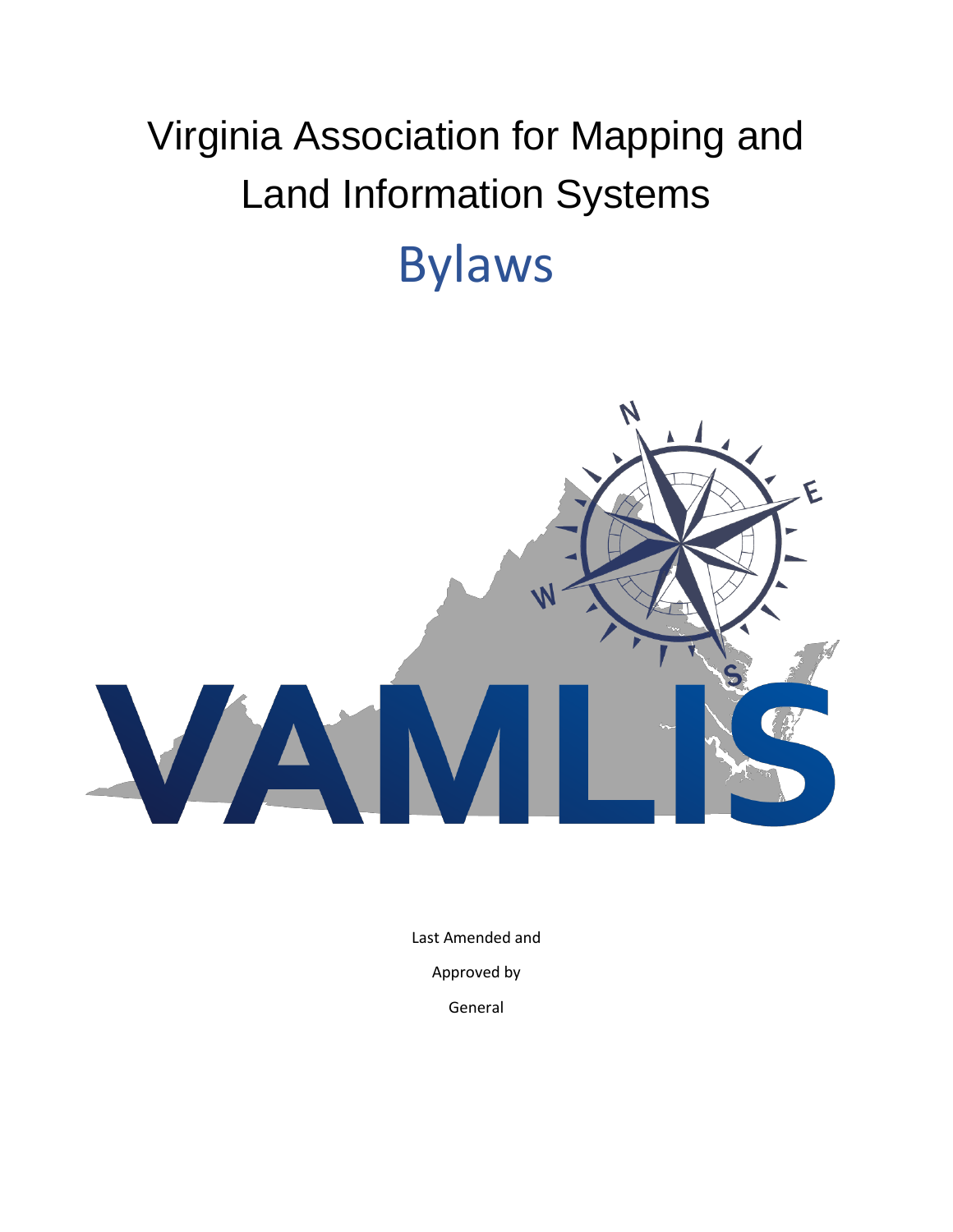# Virginia Association for Mapping and Land Information Systems

# Bylaws

Last Amended and

Approved by

General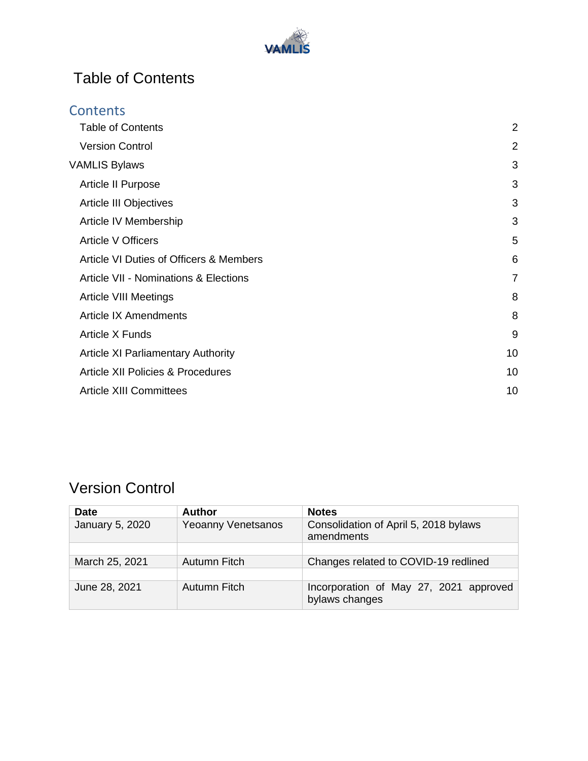# Table of Contents

## Contents

| | |
|---|---|
| Table of Contents | 2 |
| Version Control | 2 |
| VAMLIS Bylaws | 3 |
| Article II Purpose | 3 |
| Article III Objectives | 3 |
| Article IV Membership | 3 |
| Article V Officers | 5 |
| Article VI Duties of Officers & Members | 6 |
| Article VII - Nominations & Elections | 7 |
| Article VIII Meetings | 8 |
| Article IX Amendments | 8 |
| Article X Funds | 9 |
| Article XI Parliamentary Authority | 10 |
| Article XII Policies & Procedures | 10 |
| Article XIII Committees | 10 |

# Version Control

| Date | Author | Notes |
|---|---|---|
| January 5, 2020 | Yeoanny Venetsanos | Consolidation of April 5, 2018 bylaws amendments |
| | | |
| March 25, 2021 | Autumn Fitch | Changes related to COVID-19 redlined |
| | | |
| June 28, 2021 | Autumn Fitch | Incorporation of May 27, 2021 approved bylaws changes |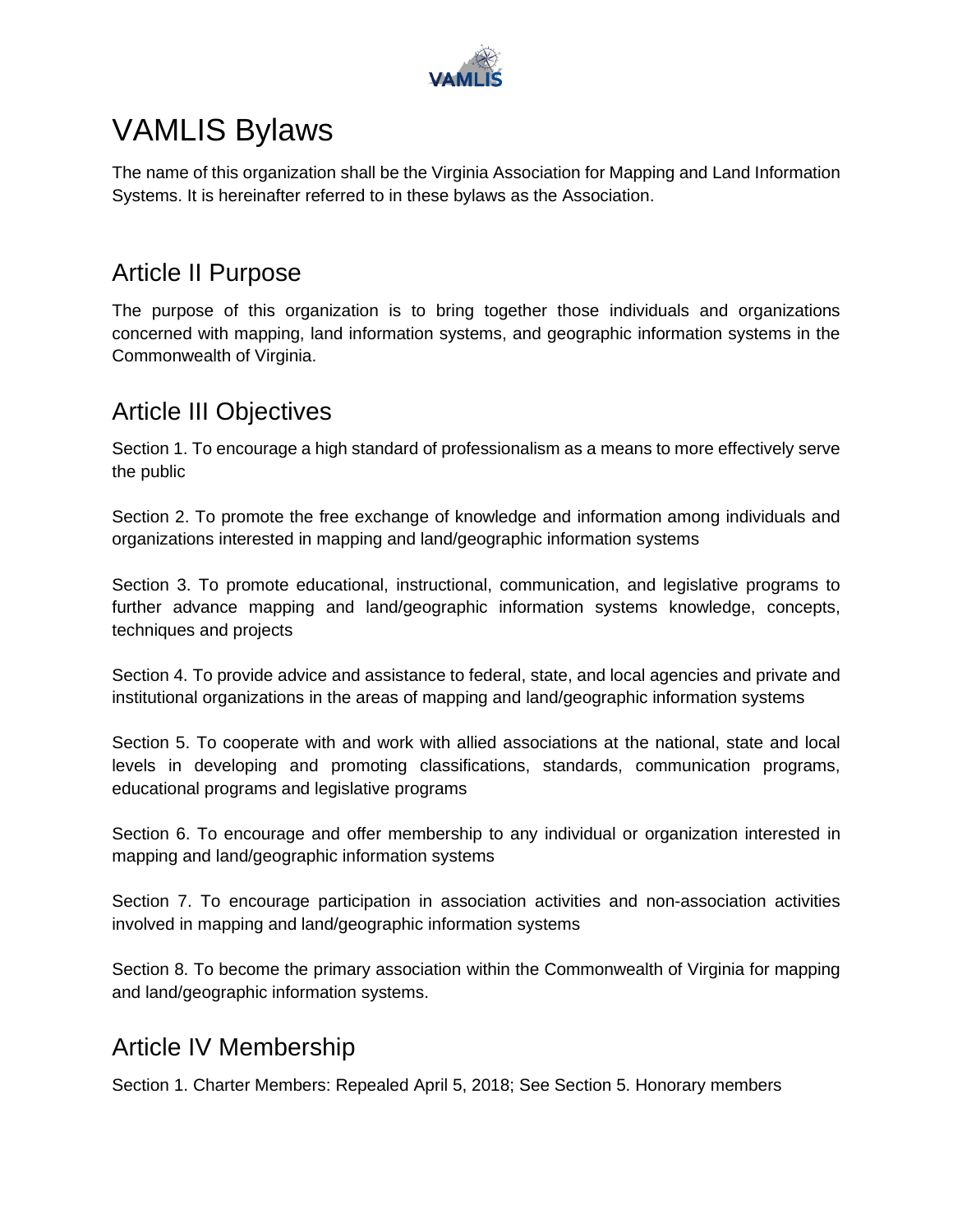# VAMLIS Bylaws

The name of this organization shall be the Virginia Association for Mapping and Land Information Systems. It is hereinafter referred to in these bylaws as the Association.

## Article II Purpose

The purpose of this organization is to bring together those individuals and organizations concerned with mapping, land information systems, and geographic information systems in the Commonwealth of Virginia.

## Article III Objectives

Section 1. To encourage a high standard of professionalism as a means to more effectively serve the public

Section 2. To promote the free exchange of knowledge and information among individuals and organizations interested in mapping and land/geographic information systems

Section 3. To promote educational, instructional, communication, and legislative programs to further advance mapping and land/geographic information systems knowledge, concepts, techniques and projects

Section 4. To provide advice and assistance to federal, state, and local agencies and private and institutional organizations in the areas of mapping and land/geographic information systems

Section 5. To cooperate with and work with allied associations at the national, state and local levels in developing and promoting classifications, standards, communication programs, educational programs and legislative programs

Section 6. To encourage and offer membership to any individual or organization interested in mapping and land/geographic information systems

Section 7. To encourage participation in association activities and non-association activities involved in mapping and land/geographic information systems

Section 8. To become the primary association within the Commonwealth of Virginia for mapping and land/geographic information systems.

## Article IV Membership

Section 1. Charter Members: Repealed April 5, 2018; See Section 5. Honorary members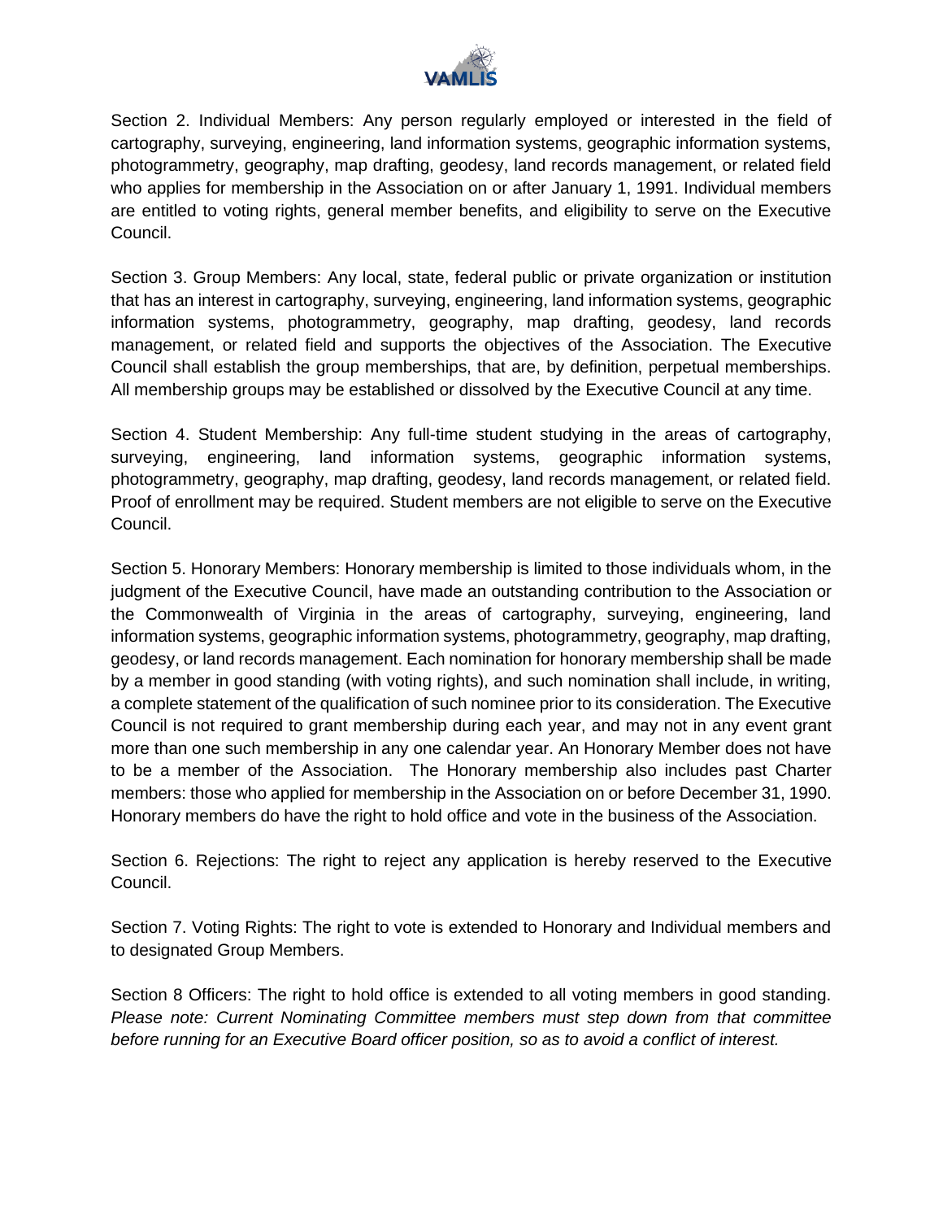Section 2. Individual Members: Any person regularly employed or interested in the field of cartography, surveying, engineering, land information systems, geographic information systems, photogrammetry, geography, map drafting, geodesy, land records management, or related field who applies for membership in the Association on or after January 1, 1991. Individual members are entitled to voting rights, general member benefits, and eligibility to serve on the Executive Council.

Section 3. Group Members: Any local, state, federal public or private organization or institution that has an interest in cartography, surveying, engineering, land information systems, geographic information systems, photogrammetry, geography, map drafting, geodesy, land records management, or related field and supports the objectives of the Association. The Executive Council shall establish the group memberships, that are, by definition, perpetual memberships. All membership groups may be established or dissolved by the Executive Council at any time.

Section 4. Student Membership: Any full-time student studying in the areas of cartography, surveying, engineering, land information systems, geographic information systems, photogrammetry, geography, map drafting, geodesy, land records management, or related field. Proof of enrollment may be required. Student members are not eligible to serve on the Executive Council.

Section 5. Honorary Members: Honorary membership is limited to those individuals whom, in the judgment of the Executive Council, have made an outstanding contribution to the Association or the Commonwealth of Virginia in the areas of cartography, surveying, engineering, land information systems, geographic information systems, photogrammetry, geography, map drafting, geodesy, or land records management. Each nomination for honorary membership shall be made by a member in good standing (with voting rights), and such nomination shall include, in writing, a complete statement of the qualification of such nominee prior to its consideration. The Executive Council is not required to grant membership during each year, and may not in any event grant more than one such membership in any one calendar year. An Honorary Member does not have to be a member of the Association. The Honorary membership also includes past Charter members: those who applied for membership in the Association on or before December 31, 1990. Honorary members do have the right to hold office and vote in the business of the Association.

Section 6. Rejections: The right to reject any application is hereby reserved to the Executive Council.

Section 7. Voting Rights: The right to vote is extended to Honorary and Individual members and to designated Group Members.

Section 8 Officers: The right to hold office is extended to all voting members in good standing. *Please note: Current Nominating Committee members must step down from that committee before running for an Executive Board officer position, so as to avoid a conflict of interest.*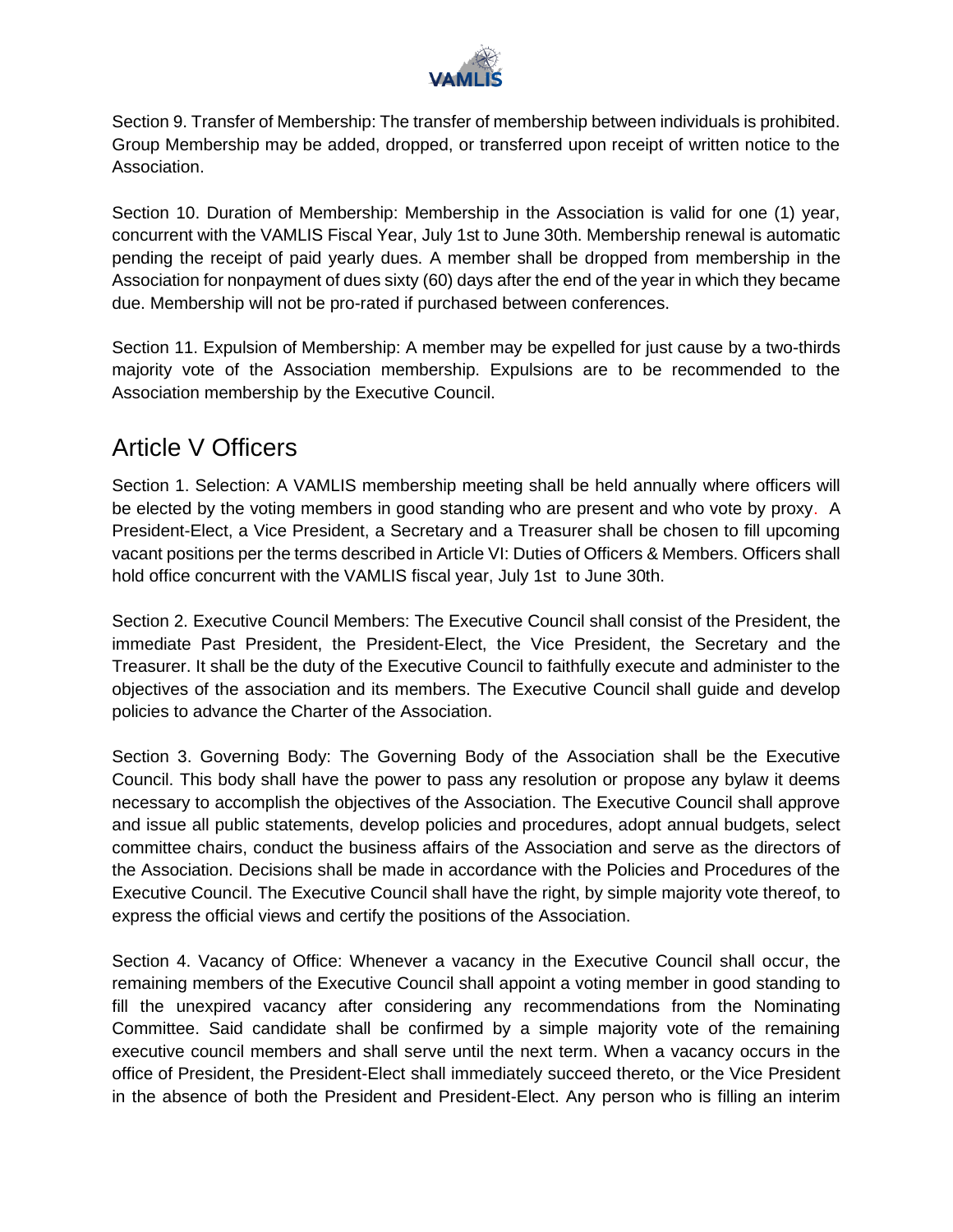Section 9. Transfer of Membership: The transfer of membership between individuals is prohibited. Group Membership may be added, dropped, or transferred upon receipt of written notice to the Association.

Section 10. Duration of Membership: Membership in the Association is valid for one (1) year, concurrent with the VAMLIS Fiscal Year, July 1st to June 30th. Membership renewal is automatic pending the receipt of paid yearly dues. A member shall be dropped from membership in the Association for nonpayment of dues sixty (60) days after the end of the year in which they became due. Membership will not be pro-rated if purchased between conferences.

Section 11. Expulsion of Membership: A member may be expelled for just cause by a two-thirds majority vote of the Association membership. Expulsions are to be recommended to the Association membership by the Executive Council.

## Article V Officers

Section 1. Selection: A VAMLIS membership meeting shall be held annually where officers will be elected by the voting members in good standing who are present and who vote by proxy. A President-Elect, a Vice President, a Secretary and a Treasurer shall be chosen to fill upcoming vacant positions per the terms described in Article VI: Duties of Officers & Members. Officers shall hold office concurrent with the VAMLIS fiscal year, July 1st to June 30th.

Section 2. Executive Council Members: The Executive Council shall consist of the President, the immediate Past President, the President-Elect, the Vice President, the Secretary and the Treasurer. It shall be the duty of the Executive Council to faithfully execute and administer to the objectives of the association and its members. The Executive Council shall guide and develop policies to advance the Charter of the Association.

Section 3. Governing Body: The Governing Body of the Association shall be the Executive Council. This body shall have the power to pass any resolution or propose any bylaw it deems necessary to accomplish the objectives of the Association. The Executive Council shall approve and issue all public statements, develop policies and procedures, adopt annual budgets, select committee chairs, conduct the business affairs of the Association and serve as the directors of the Association. Decisions shall be made in accordance with the Policies and Procedures of the Executive Council. The Executive Council shall have the right, by simple majority vote thereof, to express the official views and certify the positions of the Association.

Section 4. Vacancy of Office: Whenever a vacancy in the Executive Council shall occur, the remaining members of the Executive Council shall appoint a voting member in good standing to fill the unexpired vacancy after considering any recommendations from the Nominating Committee. Said candidate shall be confirmed by a simple majority vote of the remaining executive council members and shall serve until the next term. When a vacancy occurs in the office of President, the President-Elect shall immediately succeed thereto, or the Vice President in the absence of both the President and President-Elect. Any person who is filling an interim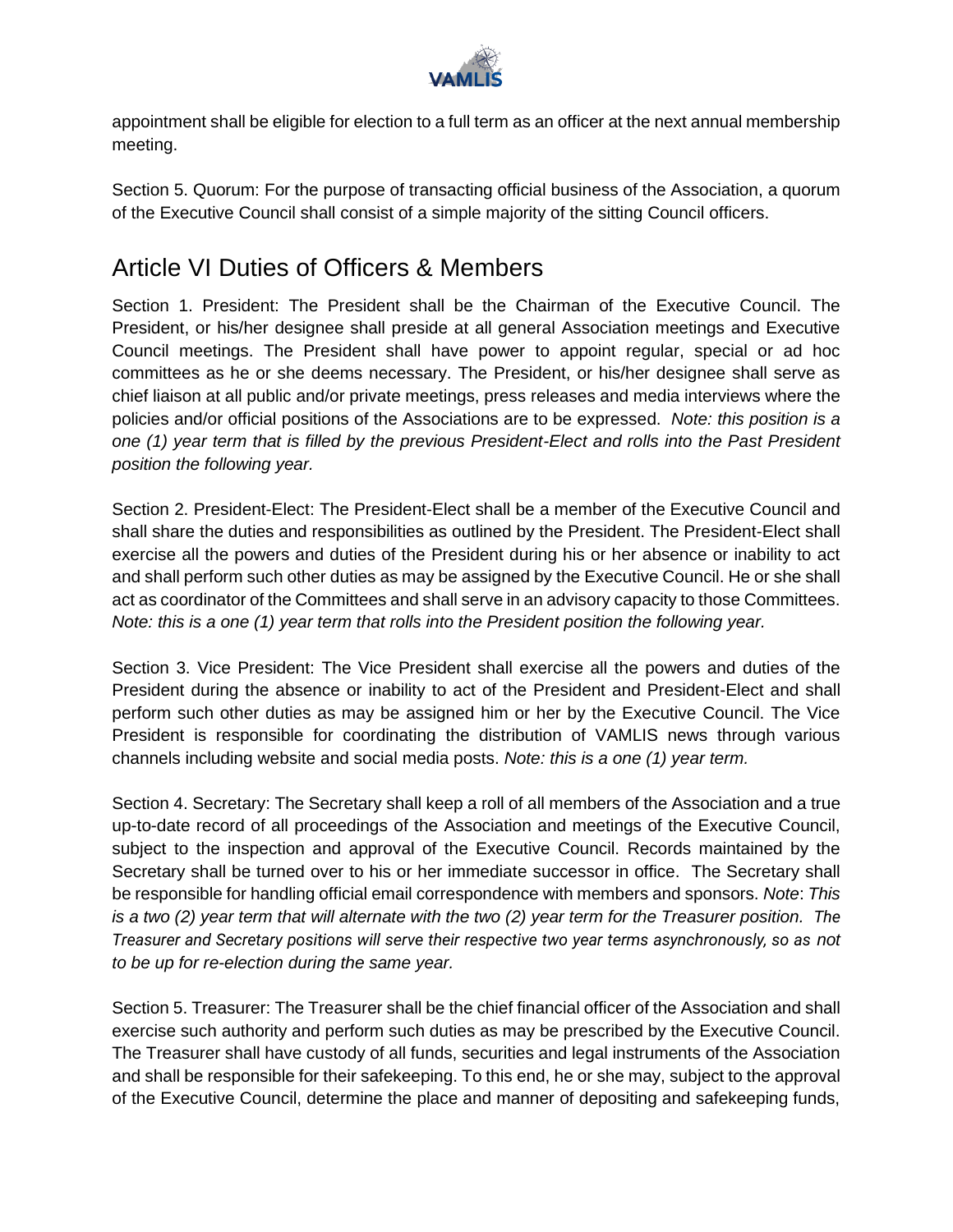appointment shall be eligible for election to a full term as an officer at the next annual membership meeting.

Section 5. Quorum: For the purpose of transacting official business of the Association, a quorum of the Executive Council shall consist of a simple majority of the sitting Council officers.

## Article VI Duties of Officers & Members

Section 1. President: The President shall be the Chairman of the Executive Council. The President, or his/her designee shall preside at all general Association meetings and Executive Council meetings. The President shall have power to appoint regular, special or ad hoc committees as he or she deems necessary. The President, or his/her designee shall serve as chief liaison at all public and/or private meetings, press releases and media interviews where the policies and/or official positions of the Associations are to be expressed. *Note: this position is a one (1) year term that is filled by the previous President-Elect and rolls into the Past President position the following year.*

Section 2. President-Elect: The President-Elect shall be a member of the Executive Council and shall share the duties and responsibilities as outlined by the President. The President-Elect shall exercise all the powers and duties of the President during his or her absence or inability to act and shall perform such other duties as may be assigned by the Executive Council. He or she shall act as coordinator of the Committees and shall serve in an advisory capacity to those Committees. *Note: this is a one (1) year term that rolls into the President position the following year.*

Section 3. Vice President: The Vice President shall exercise all the powers and duties of the President during the absence or inability to act of the President and President-Elect and shall perform such other duties as may be assigned him or her by the Executive Council. The Vice President is responsible for coordinating the distribution of VAMLIS news through various channels including website and social media posts. *Note: this is a one (1) year term.*

Section 4. Secretary: The Secretary shall keep a roll of all members of the Association and a true up-to-date record of all proceedings of the Association and meetings of the Executive Council, subject to the inspection and approval of the Executive Council. Records maintained by the Secretary shall be turned over to his or her immediate successor in office. The Secretary shall be responsible for handling official email correspondence with members and sponsors. *Note*: *This is a two (2) year term that will alternate with the two (2) year term for the Treasurer position. The Treasurer and Secretary positions will serve their respective two year terms asynchronously, so as not to be up for re-election during the same year.*

Section 5. Treasurer: The Treasurer shall be the chief financial officer of the Association and shall exercise such authority and perform such duties as may be prescribed by the Executive Council. The Treasurer shall have custody of all funds, securities and legal instruments of the Association and shall be responsible for their safekeeping. To this end, he or she may, subject to the approval of the Executive Council, determine the place and manner of depositing and safekeeping funds,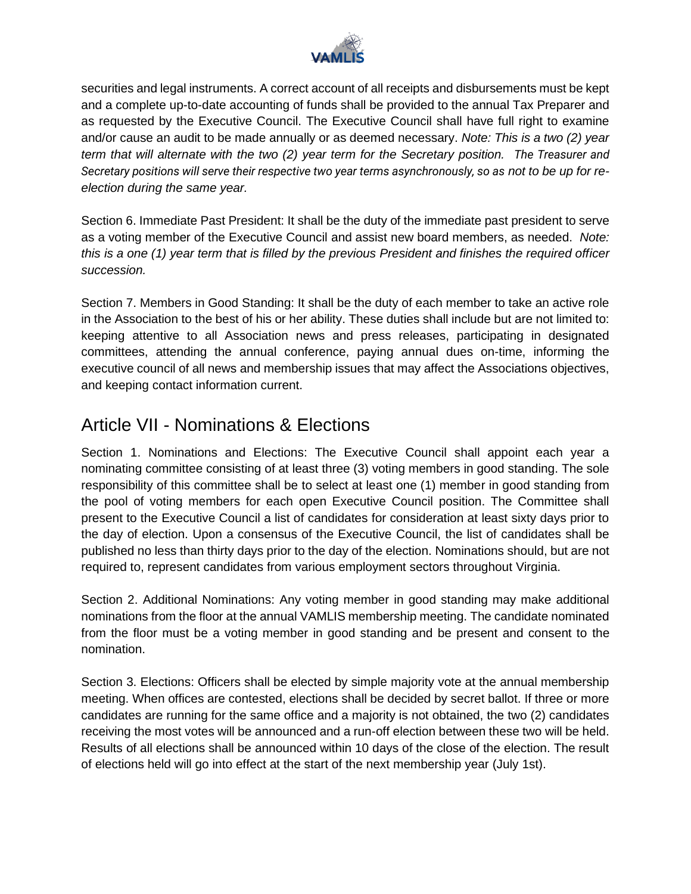securities and legal instruments. A correct account of all receipts and disbursements must be kept and a complete up-to-date accounting of funds shall be provided to the annual Tax Preparer and as requested by the Executive Council. The Executive Council shall have full right to examine and/or cause an audit to be made annually or as deemed necessary. *Note: This is a two (2) year term that will alternate with the two (2) year term for the Secretary position. The Treasurer and Secretary positions will serve their respective two year terms asynchronously, so as not to be up for re-election during the same year.*

Section 6. Immediate Past President: It shall be the duty of the immediate past president to serve as a voting member of the Executive Council and assist new board members, as needed. *Note: this is a one (1) year term that is filled by the previous President and finishes the required officer succession.*

Section 7. Members in Good Standing: It shall be the duty of each member to take an active role in the Association to the best of his or her ability. These duties shall include but are not limited to: keeping attentive to all Association news and press releases, participating in designated committees, attending the annual conference, paying annual dues on-time, informing the executive council of all news and membership issues that may affect the Associations objectives, and keeping contact information current.

## Article VII - Nominations & Elections

Section 1. Nominations and Elections: The Executive Council shall appoint each year a nominating committee consisting of at least three (3) voting members in good standing. The sole responsibility of this committee shall be to select at least one (1) member in good standing from the pool of voting members for each open Executive Council position. The Committee shall present to the Executive Council a list of candidates for consideration at least sixty days prior to the day of election. Upon a consensus of the Executive Council, the list of candidates shall be published no less than thirty days prior to the day of the election. Nominations should, but are not required to, represent candidates from various employment sectors throughout Virginia.

Section 2. Additional Nominations: Any voting member in good standing may make additional nominations from the floor at the annual VAMLIS membership meeting. The candidate nominated from the floor must be a voting member in good standing and be present and consent to the nomination.

Section 3. Elections: Officers shall be elected by simple majority vote at the annual membership meeting. When offices are contested, elections shall be decided by secret ballot. If three or more candidates are running for the same office and a majority is not obtained, the two (2) candidates receiving the most votes will be announced and a run-off election between these two will be held. Results of all elections shall be announced within 10 days of the close of the election. The result of elections held will go into effect at the start of the next membership year (July 1st).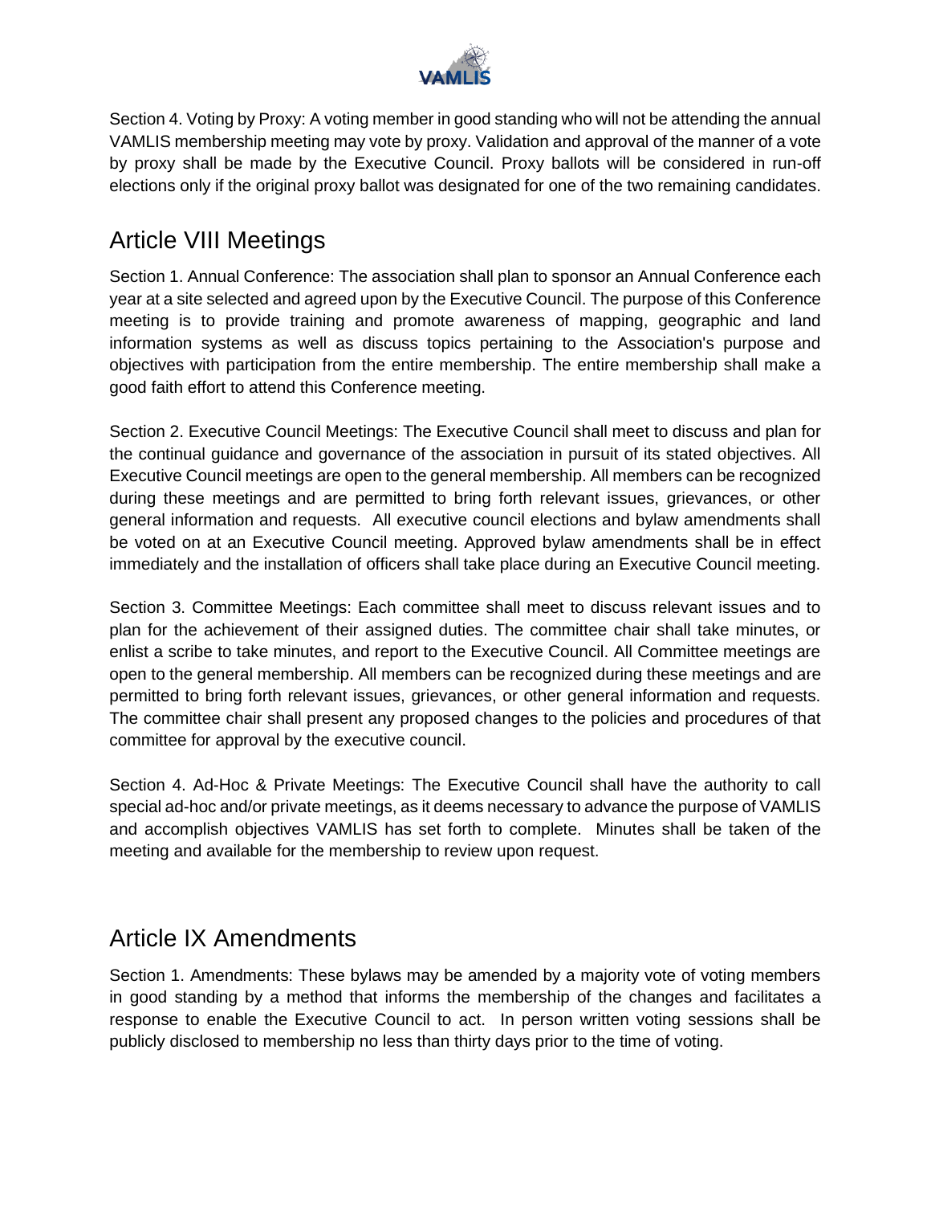Section 4. Voting by Proxy: A voting member in good standing who will not be attending the annual VAMLIS membership meeting may vote by proxy. Validation and approval of the manner of a vote by proxy shall be made by the Executive Council. Proxy ballots will be considered in run-off elections only if the original proxy ballot was designated for one of the two remaining candidates.

## Article VIII Meetings

Section 1. Annual Conference: The association shall plan to sponsor an Annual Conference each year at a site selected and agreed upon by the Executive Council. The purpose of this Conference meeting is to provide training and promote awareness of mapping, geographic and land information systems as well as discuss topics pertaining to the Association's purpose and objectives with participation from the entire membership. The entire membership shall make a good faith effort to attend this Conference meeting.

Section 2. Executive Council Meetings: The Executive Council shall meet to discuss and plan for the continual guidance and governance of the association in pursuit of its stated objectives. All Executive Council meetings are open to the general membership. All members can be recognized during these meetings and are permitted to bring forth relevant issues, grievances, or other general information and requests. All executive council elections and bylaw amendments shall be voted on at an Executive Council meeting. Approved bylaw amendments shall be in effect immediately and the installation of officers shall take place during an Executive Council meeting.

Section 3. Committee Meetings: Each committee shall meet to discuss relevant issues and to plan for the achievement of their assigned duties. The committee chair shall take minutes, or enlist a scribe to take minutes, and report to the Executive Council. All Committee meetings are open to the general membership. All members can be recognized during these meetings and are permitted to bring forth relevant issues, grievances, or other general information and requests. The committee chair shall present any proposed changes to the policies and procedures of that committee for approval by the executive council.

Section 4. Ad-Hoc & Private Meetings: The Executive Council shall have the authority to call special ad-hoc and/or private meetings, as it deems necessary to advance the purpose of VAMLIS and accomplish objectives VAMLIS has set forth to complete. Minutes shall be taken of the meeting and available for the membership to review upon request.

## Article IX Amendments

Section 1. Amendments: These bylaws may be amended by a majority vote of voting members in good standing by a method that informs the membership of the changes and facilitates a response to enable the Executive Council to act. In person written voting sessions shall be publicly disclosed to membership no less than thirty days prior to the time of voting.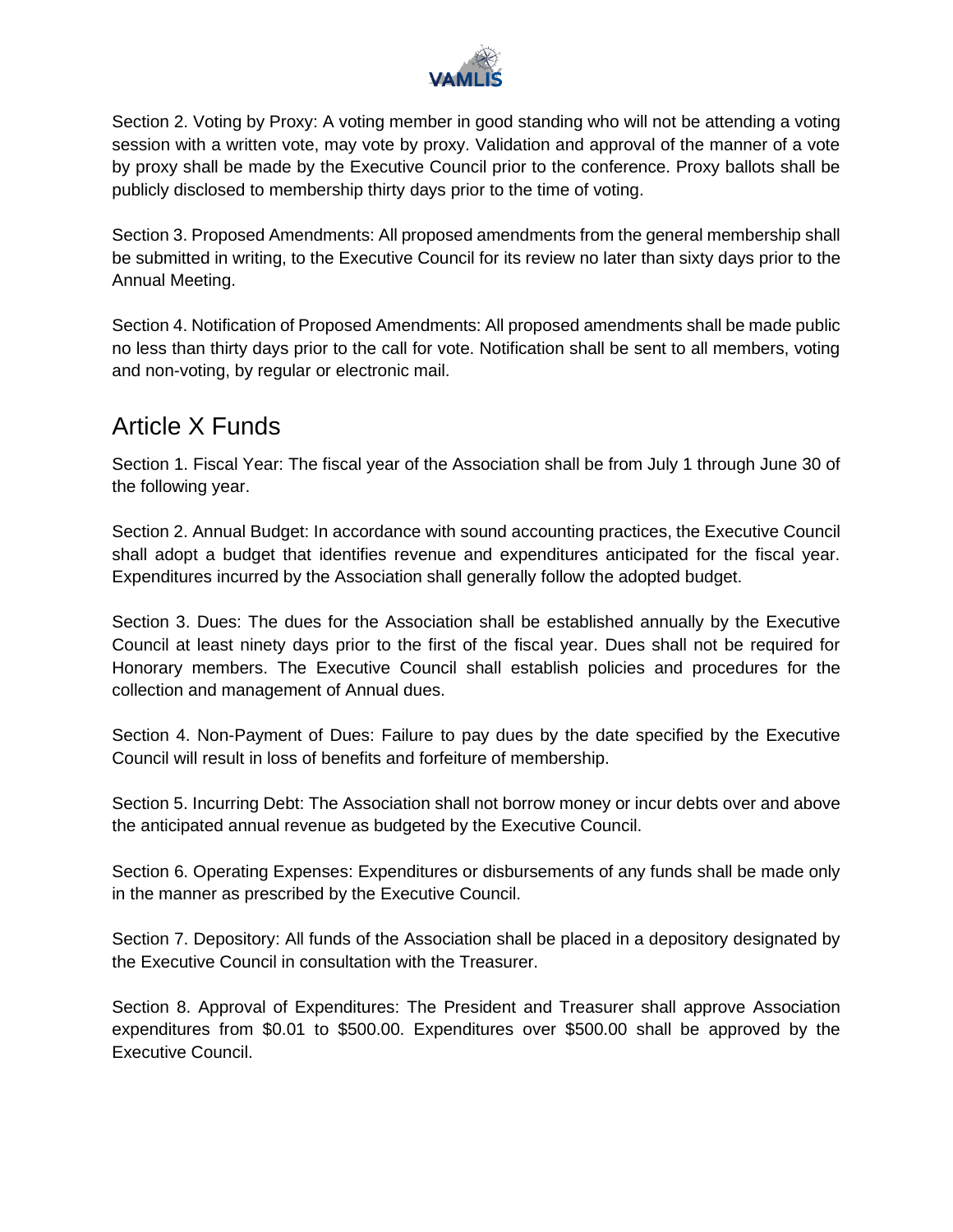Section 2. Voting by Proxy: A voting member in good standing who will not be attending a voting session with a written vote, may vote by proxy. Validation and approval of the manner of a vote by proxy shall be made by the Executive Council prior to the conference. Proxy ballots shall be publicly disclosed to membership thirty days prior to the time of voting.

Section 3. Proposed Amendments: All proposed amendments from the general membership shall be submitted in writing, to the Executive Council for its review no later than sixty days prior to the Annual Meeting.

Section 4. Notification of Proposed Amendments: All proposed amendments shall be made public no less than thirty days prior to the call for vote. Notification shall be sent to all members, voting and non-voting, by regular or electronic mail.

## Article X Funds

Section 1. Fiscal Year: The fiscal year of the Association shall be from July 1 through June 30 of the following year.

Section 2. Annual Budget: In accordance with sound accounting practices, the Executive Council shall adopt a budget that identifies revenue and expenditures anticipated for the fiscal year. Expenditures incurred by the Association shall generally follow the adopted budget.

Section 3. Dues: The dues for the Association shall be established annually by the Executive Council at least ninety days prior to the first of the fiscal year. Dues shall not be required for Honorary members. The Executive Council shall establish policies and procedures for the collection and management of Annual dues.

Section 4. Non-Payment of Dues: Failure to pay dues by the date specified by the Executive Council will result in loss of benefits and forfeiture of membership.

Section 5. Incurring Debt: The Association shall not borrow money or incur debts over and above the anticipated annual revenue as budgeted by the Executive Council.

Section 6. Operating Expenses: Expenditures or disbursements of any funds shall be made only in the manner as prescribed by the Executive Council.

Section 7. Depository: All funds of the Association shall be placed in a depository designated by the Executive Council in consultation with the Treasurer.

Section 8. Approval of Expenditures: The President and Treasurer shall approve Association expenditures from $0.01 to $500.00. Expenditures over $500.00 shall be approved by the Executive Council.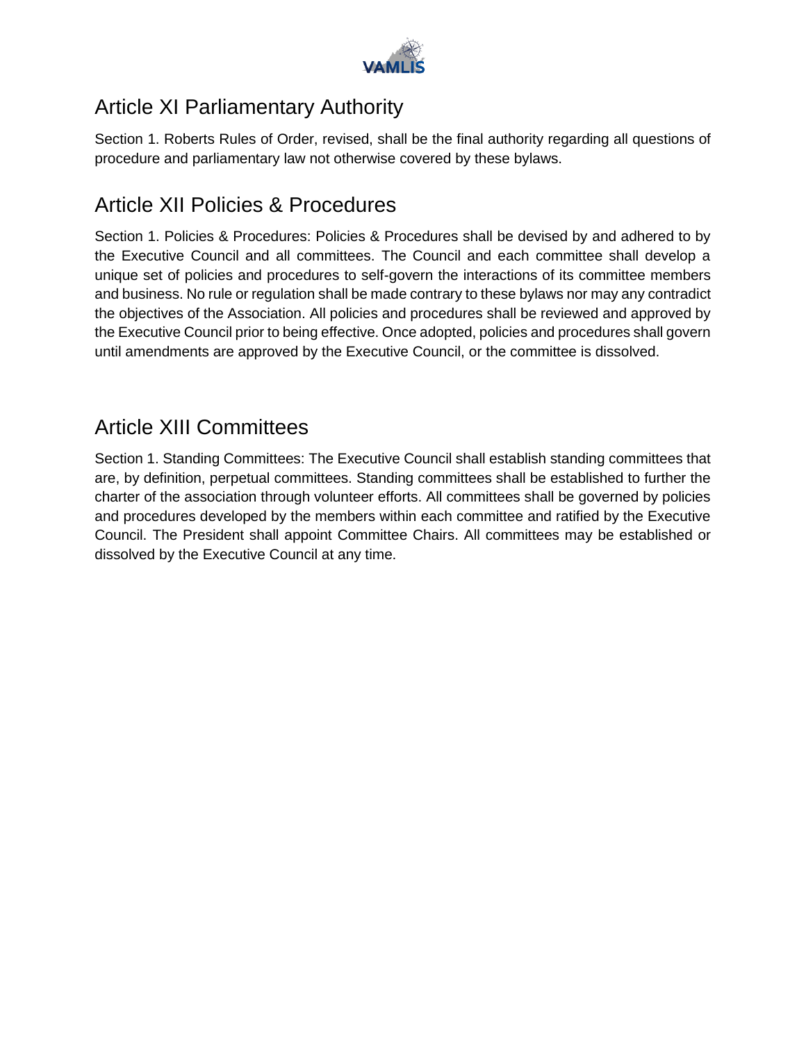## Article XI Parliamentary Authority

Section 1. Roberts Rules of Order, revised, shall be the final authority regarding all questions of procedure and parliamentary law not otherwise covered by these bylaws.

## Article XII Policies & Procedures

Section 1. Policies & Procedures: Policies & Procedures shall be devised by and adhered to by the Executive Council and all committees. The Council and each committee shall develop a unique set of policies and procedures to self-govern the interactions of its committee members and business. No rule or regulation shall be made contrary to these bylaws nor may any contradict the objectives of the Association. All policies and procedures shall be reviewed and approved by the Executive Council prior to being effective. Once adopted, policies and procedures shall govern until amendments are approved by the Executive Council, or the committee is dissolved.

## Article XIII Committees

Section 1. Standing Committees: The Executive Council shall establish standing committees that are, by definition, perpetual committees. Standing committees shall be established to further the charter of the association through volunteer efforts. All committees shall be governed by policies and procedures developed by the members within each committee and ratified by the Executive Council. The President shall appoint Committee Chairs. All committees may be established or dissolved by the Executive Council at any time.